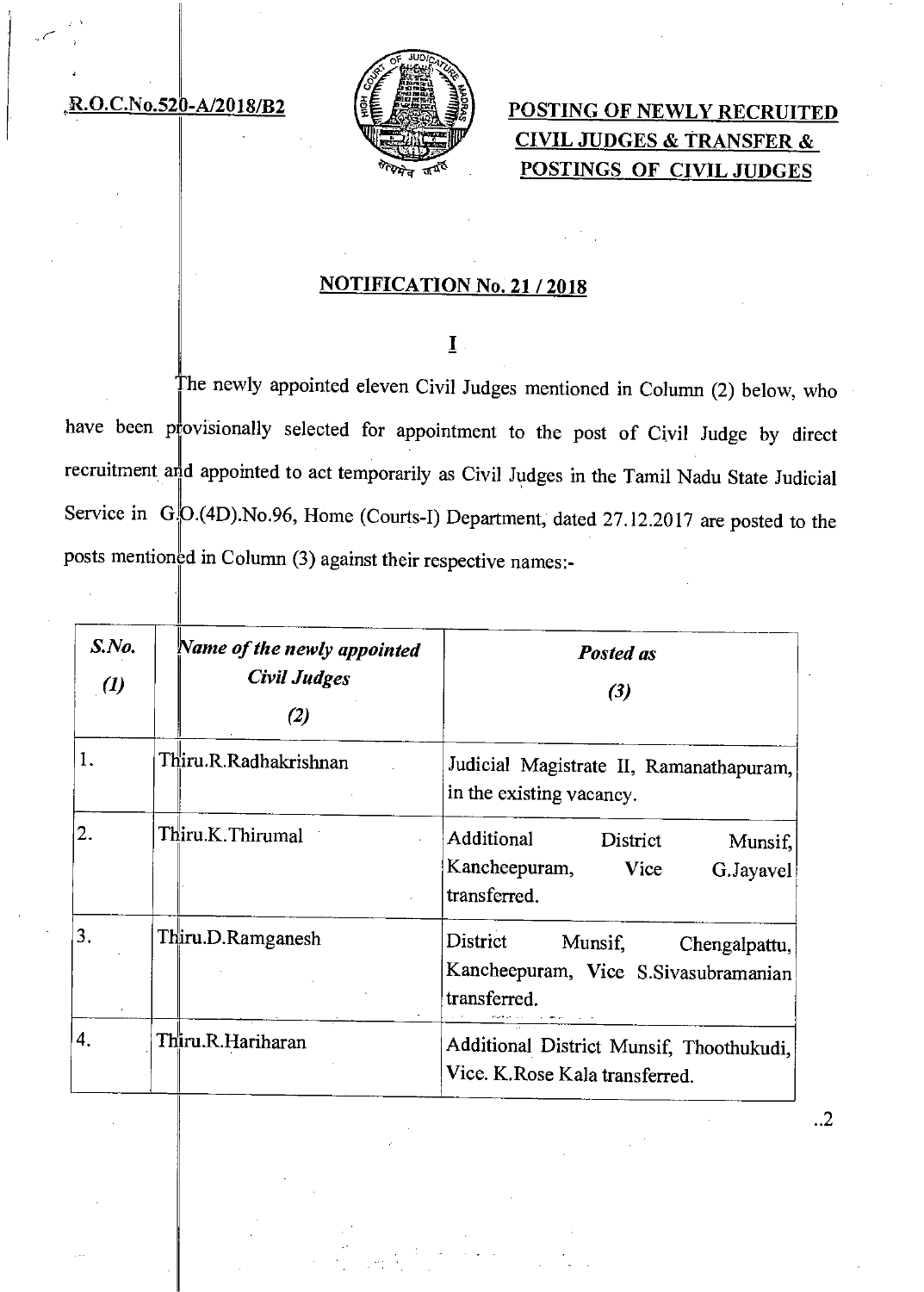R.O.C.No.520-A/2018/B2

**POSTING OF NEWLY RECRUITED CIVIL JUDGES & TRANSFER & POSTINGS OF CIVIL JUDGES**

## NOTIFICATION No. 21 / 2018

**I**

The newly appointed eleven Civil Judges mentioned in Column (2) below, who have been provisionally selected for appointment to the post of Civil Judge by direct recruitment and appointed to act temporarily as Civil Judges in the Tamil Nadu State Judicial Service in G.O.(4D).No.96, Home (Courts-I) Department, dated 27.12.2017 are posted to the posts mentioned in Column (3) against their respective names:-

| *S.No. (1)* | *Name of the newly appointed Civil Judges (2)* | *Posted as (3)* |
|---|---|---|
| 1. | Thiru.R.Radhakrishnan | Judicial Magistrate II, Ramanathapuram, in the existing vacancy. |
| 2. | Thiru.K.Thirumal | Additional District Munsif, Kancheepuram, Vice G.Jayavel transferred. |
| 3. | Thiru.D.Ramganesh | District Munsif, Chengalpattu, Kancheepuram, Vice S.Sivasubramanian transferred. |
| 4. | Thiru.R.Hariharan | Additional District Munsif, Thoothukudi, Vice. K.Rose Kala transferred. |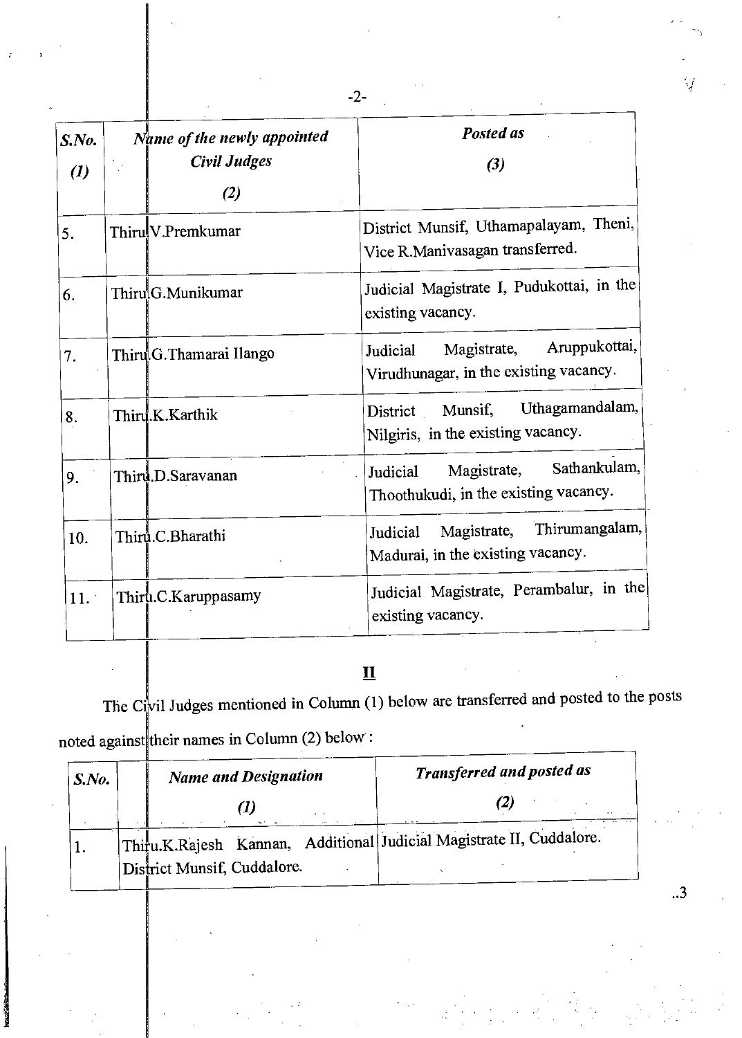| S.No. (1) | Name of the newly appointed Civil Judges (2) | Posted as (3) |
|---|---|---|
| 5. | Thiru V.Premkumar | District Munsif, Uthamapalayam, Theni, Vice R.Manivasagan transferred. |
| 6. | Thiru.G.Munikumar | Judicial Magistrate I, Pudukottai, in the existing vacancy. |
| 7. | Thiru.G.Thamarai Ilango | Judicial Magistrate, Aruppukottai, Virudhunagar, in the existing vacancy. |
| 8. | Thiru.K.Karthik | District Munsif, Uthagamandalam, Nilgiris, in the existing vacancy. |
| 9. | Thiru.D.Saravanan | Judicial Magistrate, Sathankulam, Thoothukudi, in the existing vacancy. |
| 10. | Thiru.C.Bharathi | Judicial Magistrate, Thirumangalam, Madurai, in the existing vacancy. |
| 11. | Thiru.C.Karuppasamy | Judicial Magistrate, Perambalur, in the existing vacancy. |

## II

The Civil Judges mentioned in Column (1) below are transferred and posted to the posts noted against their names in Column (2) below :

| S.No. | Name and Designation (1) | Transferred and posted as (2) |
|---|---|---|
| 1. | Thiru.K.Rajesh Kannan, Additional District Munsif, Cuddalore. | Judicial Magistrate II, Cuddalore. |

..3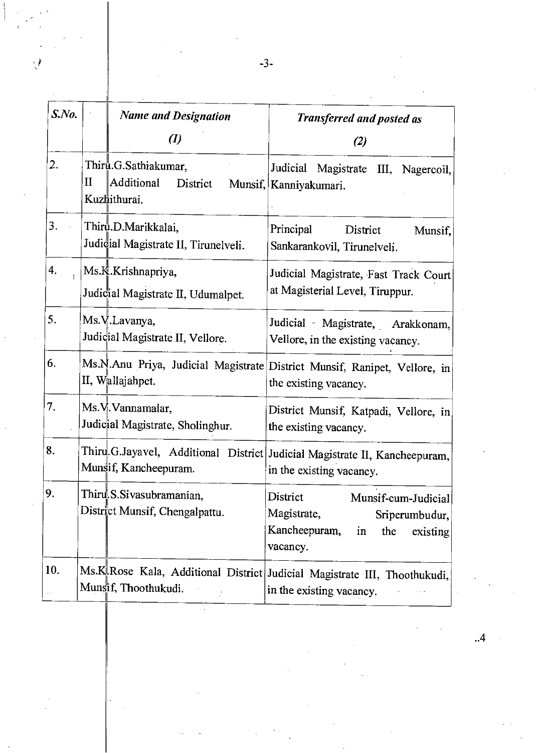| S.No. | Name and Designation (1) | Transferred and posted as (2) |
|---|---|---|
| 2. | Thiru.G.Sathiakumar, II Additional District Munsif, Kuzhithurai. | Judicial Magistrate III, Nagercoil, Kanniyakumari. |
| 3. | Thiru.D.Marikkalai, Judicial Magistrate II, Tirunelveli. | Principal District Munsif, Sankarankovil, Tirunelveli. |
| 4. | Ms.K.Krishnapriya, Judicial Magistrate II, Udumalpet. | Judicial Magistrate, Fast Track Court at Magisterial Level, Tiruppur. |
| 5. | Ms.V.Lavanya, Judicial Magistrate II, Vellore. | Judicial Magistrate, Arakkonam, Vellore, in the existing vacancy. |
| 6. | Ms.N.Anu Priya, Judicial Magistrate II, Wallajahpet. | District Munsif, Ranipet, Vellore, in the existing vacancy. |
| 7. | Ms.V.Vannamalar, Judicial Magistrate, Sholinghur. | District Munsif, Katpadi, Vellore, in the existing vacancy. |
| 8. | Thiru.G.Jayavel, Additional District Munsif, Kancheepuram. | Judicial Magistrate II, Kancheepuram, in the existing vacancy. |
| 9. | Thiru.S.Sivasubramanian, District Munsif, Chengalpattu. | District Munsif-cum-Judicial Magistrate, Sriperumbudur, Kancheepuram, in the existing vacancy. |
| 10. | Ms.K.Rose Kala, Additional District Munsif, Thoothukudi. | Judicial Magistrate III, Thoothukudi, in the existing vacancy. |

..4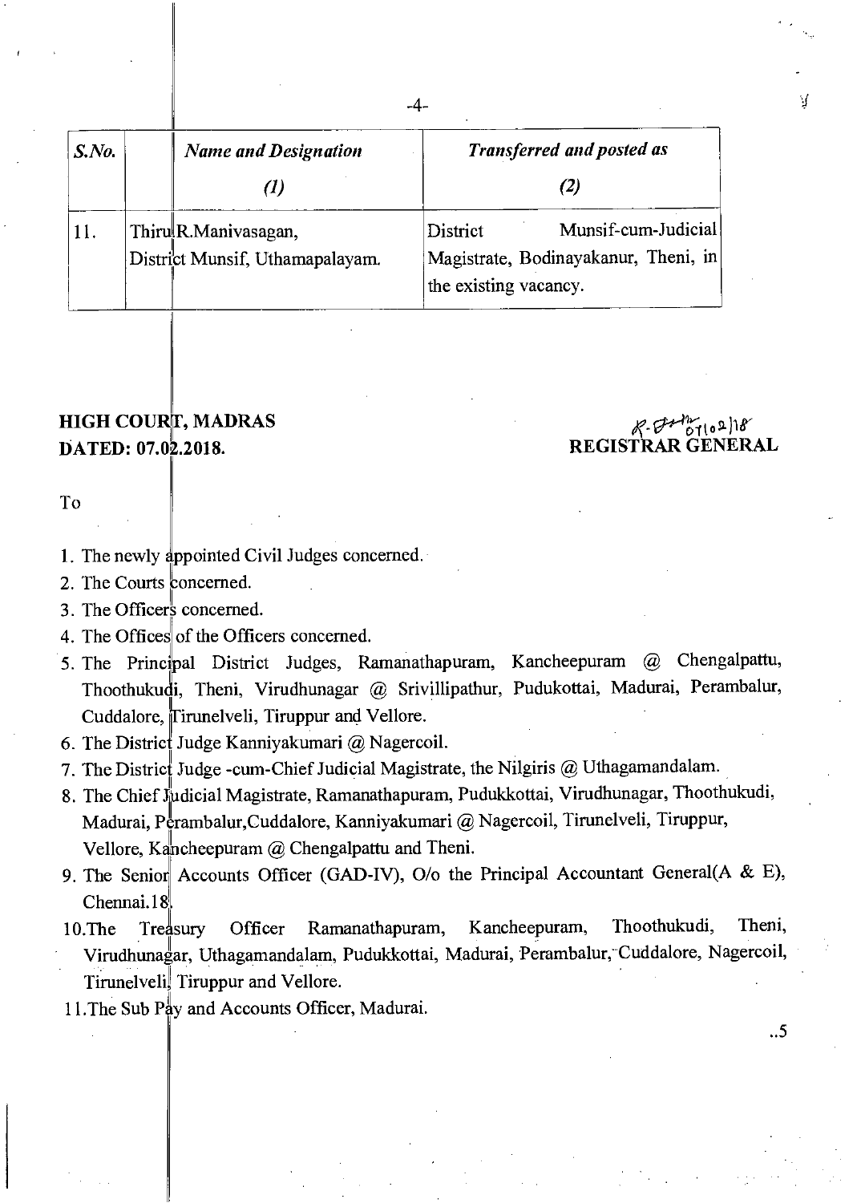| S.No. | Name and Designation (1) | Transferred and posted as (2) |
|---|---|---|
| 11. | Thiru R.Manivasagan, District Munsif, Uthamapalayam. | District Munsif-cum-Judicial Magistrate, Bodinayakanur, Theni, in the existing vacancy. |

**HIGH COURT, MADRAS**
**DATED: 07.02.2018.**

**REGISTRAR GENERAL**

To

1. The newly appointed Civil Judges concerned.
2. The Courts concerned.
3. The Officers concerned.
4. The Offices of the Officers concerned.
5. The Principal District Judges, Ramanathapuram, Kancheepuram @ Chengalpattu, Thoothukudi, Theni, Virudhunagar @ Srivillipathur, Pudukottai, Madurai, Perambalur, Cuddalore, Tirunelveli, Tiruppur and Vellore.
6. The District Judge Kanniyakumari @ Nagercoil.
7. The District Judge -cum-Chief Judicial Magistrate, the Nilgiris @ Uthagamandalam.
8. The Chief Judicial Magistrate, Ramanathapuram, Pudukkottai, Virudhunagar, Thoothukudi, Madurai, Perambalur,Cuddalore, Kanniyakumari @ Nagercoil, Tirunelveli, Tiruppur, Vellore, Kancheepuram @ Chengalpattu and Theni.
9. The Senior Accounts Officer (GAD-IV), O/o the Principal Accountant General(A & E), Chennai.18.
10. The Treasury Officer Ramanathapuram, Kancheepuram, Thoothukudi, Theni, Virudhunagar, Uthagamandalam, Pudukkottai, Madurai, Perambalur, Cuddalore, Nagercoil, Tirunelveli, Tiruppur and Vellore.
11. The Sub Pay and Accounts Officer, Madurai.

..5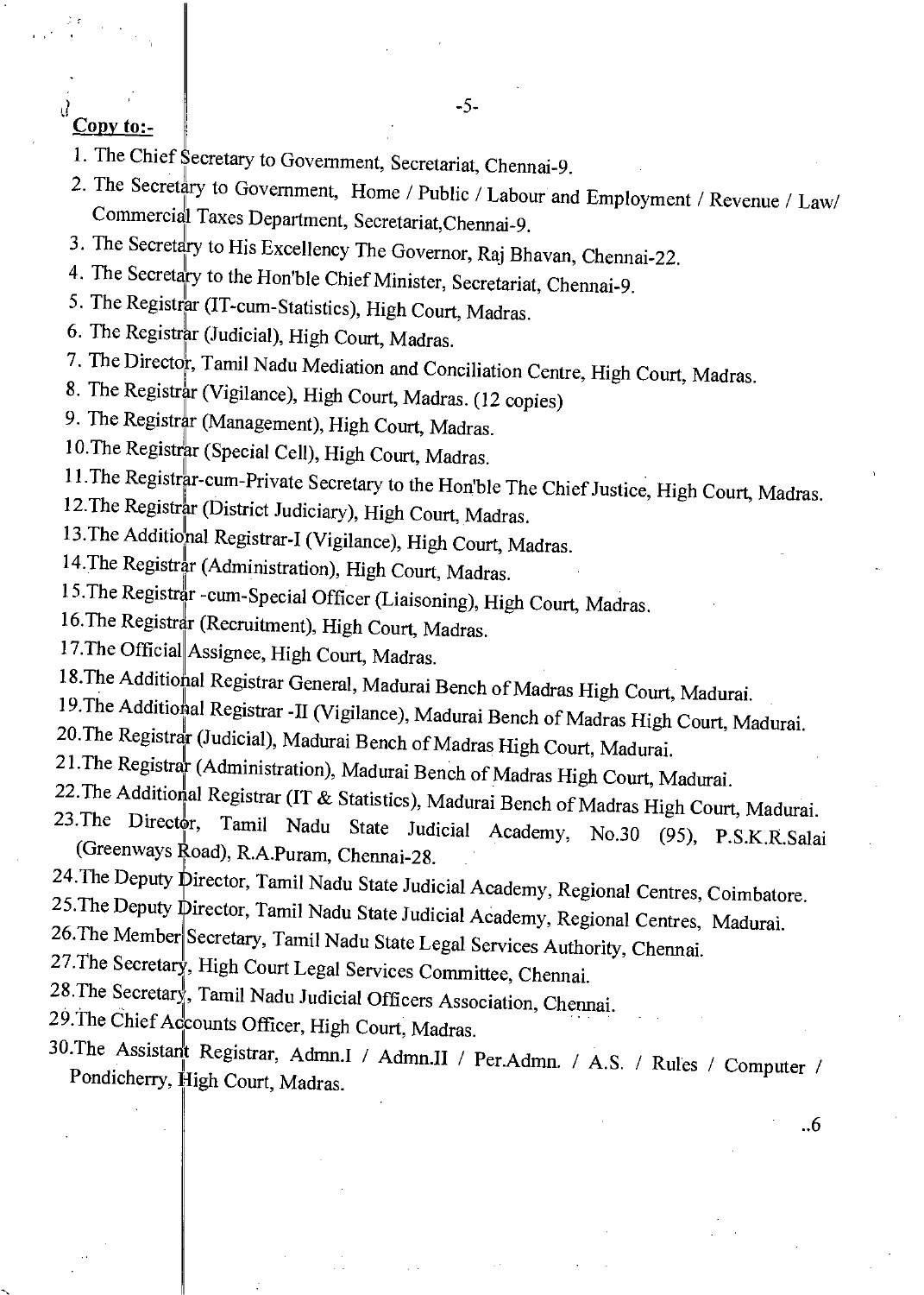**Copy to:-**

1. The Chief Secretary to Government, Secretariat, Chennai-9.
2. The Secretary to Government, Home / Public / Labour and Employment / Revenue / Law/ Commercial Taxes Department, Secretariat,Chennai-9.
3. The Secretary to His Excellency The Governor, Raj Bhavan, Chennai-22.
4. The Secretary to the Hon'ble Chief Minister, Secretariat, Chennai-9.
5. The Registrar (IT-cum-Statistics), High Court, Madras.
6. The Registrar (Judicial), High Court, Madras.
7. The Director, Tamil Nadu Mediation and Conciliation Centre, High Court, Madras.
8. The Registrar (Vigilance), High Court, Madras. (12 copies)
9. The Registrar (Management), High Court, Madras.
10. The Registrar (Special Cell), High Court, Madras.
11. The Registrar-cum-Private Secretary to the Hon'ble The Chief Justice, High Court, Madras.
12. The Registrar (District Judiciary), High Court, Madras.
13. The Additional Registrar-I (Vigilance), High Court, Madras.
14. The Registrar (Administration), High Court, Madras.
15. The Registrar -cum-Special Officer (Liaisoning), High Court, Madras.
16. The Registrar (Recruitment), High Court, Madras.
17. The Official Assignee, High Court, Madras.
18. The Additional Registrar General, Madurai Bench of Madras High Court, Madurai.
19. The Additional Registrar -II (Vigilance), Madurai Bench of Madras High Court, Madurai.
20. The Registrar (Judicial), Madurai Bench of Madras High Court, Madurai.
21. The Registrar (Administration), Madurai Bench of Madras High Court, Madurai.
22. The Additional Registrar (IT & Statistics), Madurai Bench of Madras High Court, Madurai.
23. The Director, Tamil Nadu State Judicial Academy, No.30 (95), P.S.K.R.Salai (Greenways Road), R.A.Puram, Chennai-28.
24. The Deputy Director, Tamil Nadu State Judicial Academy, Regional Centres, Coimbatore.
25. The Deputy Director, Tamil Nadu State Judicial Academy, Regional Centres, Madurai.
26. The Member Secretary, Tamil Nadu State Legal Services Authority, Chennai.
27. The Secretary, High Court Legal Services Committee, Chennai.
28. The Secretary, Tamil Nadu Judicial Officers Association, Chennai.
29. The Chief Accounts Officer, High Court, Madras.
30. The Assistant Registrar, Admn.I / Admn.II / Per.Admn. / A.S. / Rules / Computer / Pondicherry, High Court, Madras.

..6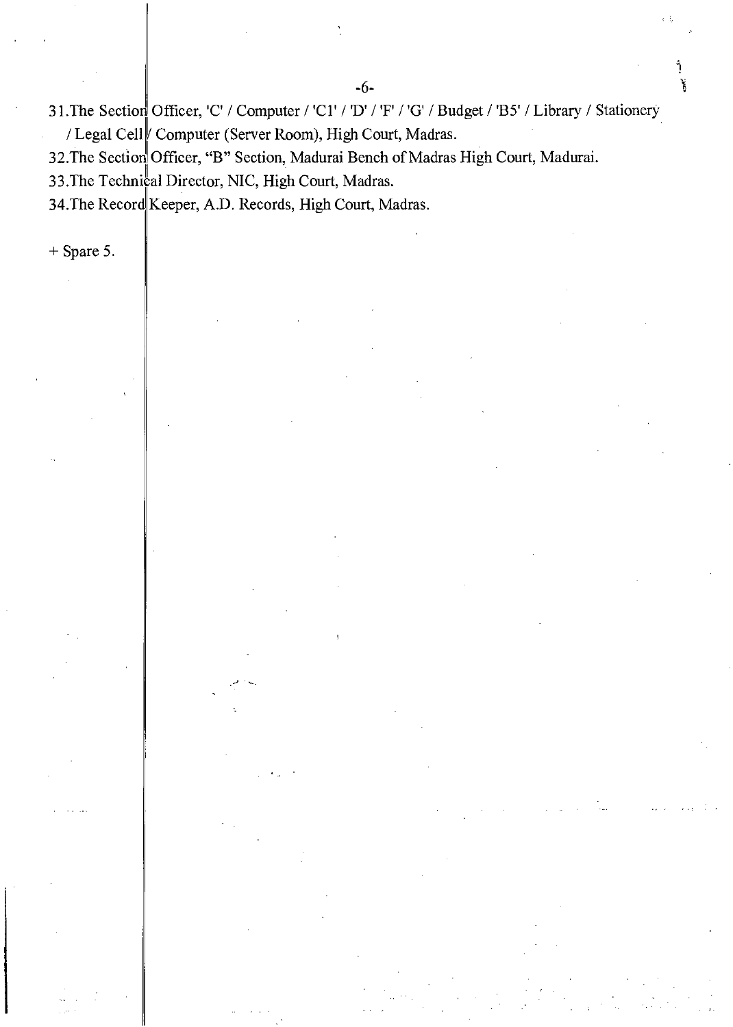31.The Section Officer, 'C' / Computer / 'C1' / 'D' / 'F' / 'G' / Budget / 'B5' / Library / Stationery / Legal Cell / Computer (Server Room), High Court, Madras.

32.The Section Officer, "B" Section, Madurai Bench of Madras High Court, Madurai.

33.The Technical Director, NIC, High Court, Madras.

34.The Record Keeper, A.D. Records, High Court, Madras.

+ Spare 5.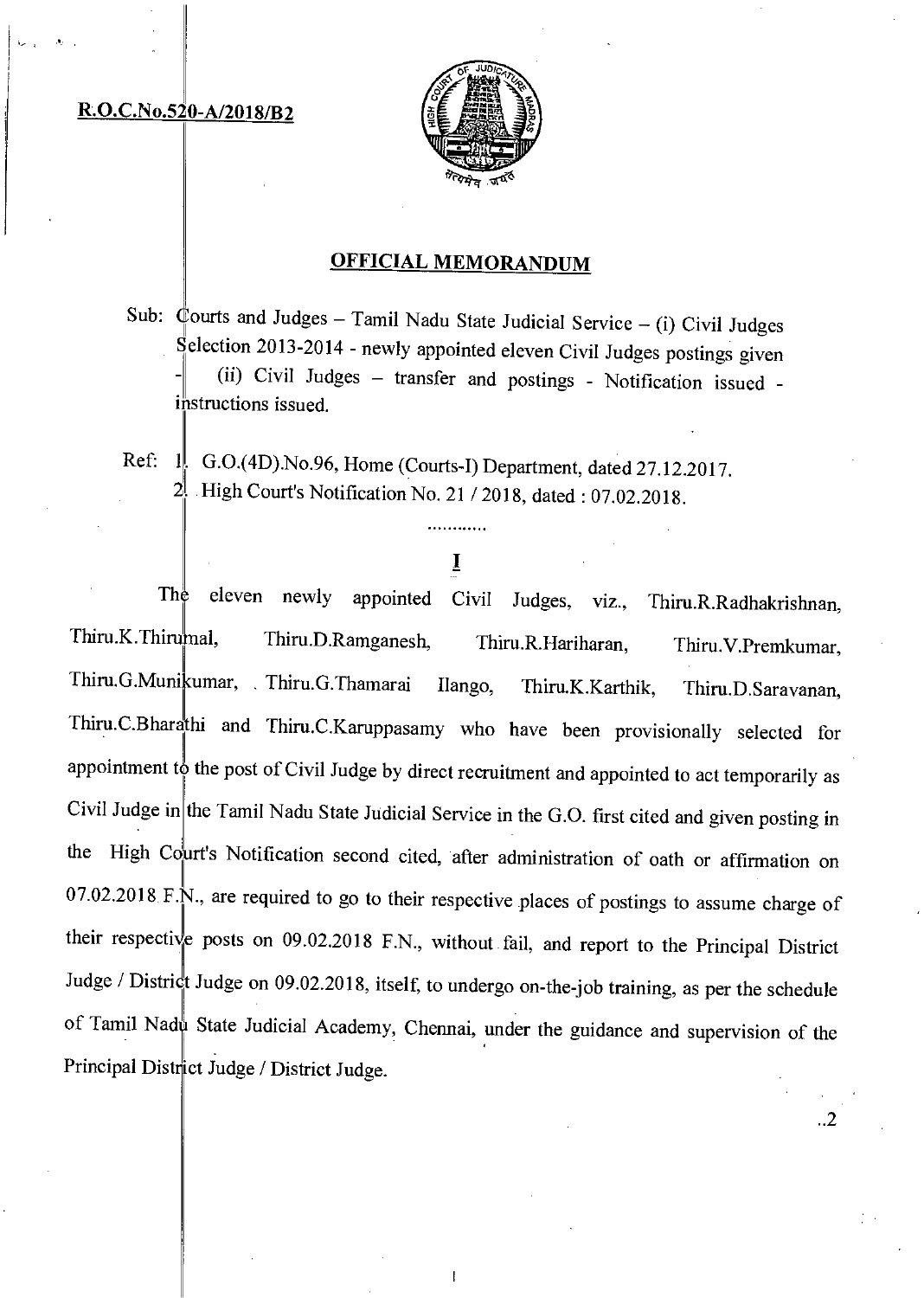**R.O.C.No.520-A/2018/B2**

## OFFICIAL MEMORANDUM

Sub: Courts and Judges – Tamil Nadu State Judicial Service – (i) Civil Judges Selection 2013-2014 - newly appointed eleven Civil Judges postings given - (ii) Civil Judges – transfer and postings - Notification issued - instructions issued.

Ref: 1. G.O.(4D).No.96, Home (Courts-I) Department, dated 27.12.2017.
2. High Court's Notification No. 21 / 2018, dated : 07.02.2018.

............

**I**

The eleven newly appointed Civil Judges, viz., Thiru.R.Radhakrishnan, Thiru.K.Thirumal, Thiru.D.Ramganesh, Thiru.R.Hariharan, Thiru.V.Premkumar, Thiru.G.Munikumar, Thiru.G.Thamarai Ilango, Thiru.K.Karthik, Thiru.D.Saravanan, Thiru.C.Bharathi and Thiru.C.Karuppasamy who have been provisionally selected for appointment to the post of Civil Judge by direct recruitment and appointed to act temporarily as Civil Judge in the Tamil Nadu State Judicial Service in the G.O. first cited and given posting in the High Court's Notification second cited, after administration of oath or affirmation on 07.02.2018 F.N., are required to go to their respective places of postings to assume charge of their respective posts on 09.02.2018 F.N., without fail, and report to the Principal District Judge / District Judge on 09.02.2018, itself, to undergo on-the-job training, as per the schedule of Tamil Nadu State Judicial Academy, Chennai, under the guidance and supervision of the Principal District Judge / District Judge.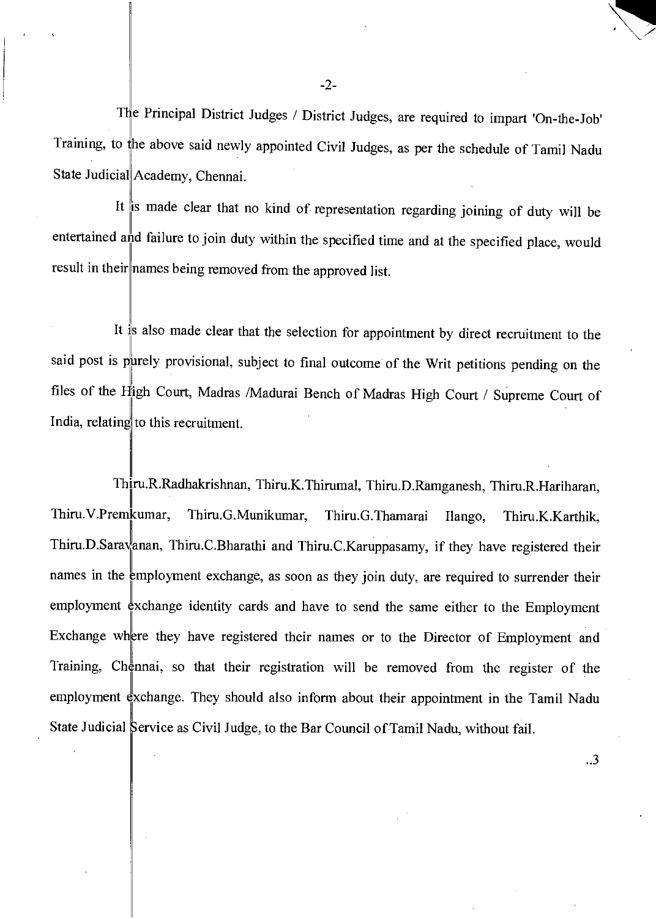The Principal District Judges / District Judges, are required to impart 'On-the-Job' Training, to the above said newly appointed Civil Judges, as per the schedule of Tamil Nadu State Judicial Academy, Chennai.

It is made clear that no kind of representation regarding joining of duty will be entertained and failure to join duty within the specified time and at the specified place, would result in their names being removed from the approved list.

It is also made clear that the selection for appointment by direct recruitment to the said post is purely provisional, subject to final outcome of the Writ petitions pending on the files of the High Court, Madras /Madurai Bench of Madras High Court / Supreme Court of India, relating to this recruitment.

Thiru.R.Radhakrishnan, Thiru.K.Thirumal, Thiru.D.Ramganesh, Thiru.R.Hariharan, Thiru.V.Premkumar, Thiru.G.Munikumar, Thiru.G.Thamarai Ilango, Thiru.K.Karthik, Thiru.D.Saravanan, Thiru.C.Bharathi and Thiru.C.Karuppasamy, if they have registered their names in the employment exchange, as soon as they join duty, are required to surrender their employment exchange identity cards and have to send the same either to the Employment Exchange where they have registered their names or to the Director of Employment and Training, Chennai, so that their registration will be removed from the register of the employment exchange. They should also inform about their appointment in the Tamil Nadu State Judicial Service as Civil Judge, to the Bar Council of Tamil Nadu, without fail.

..3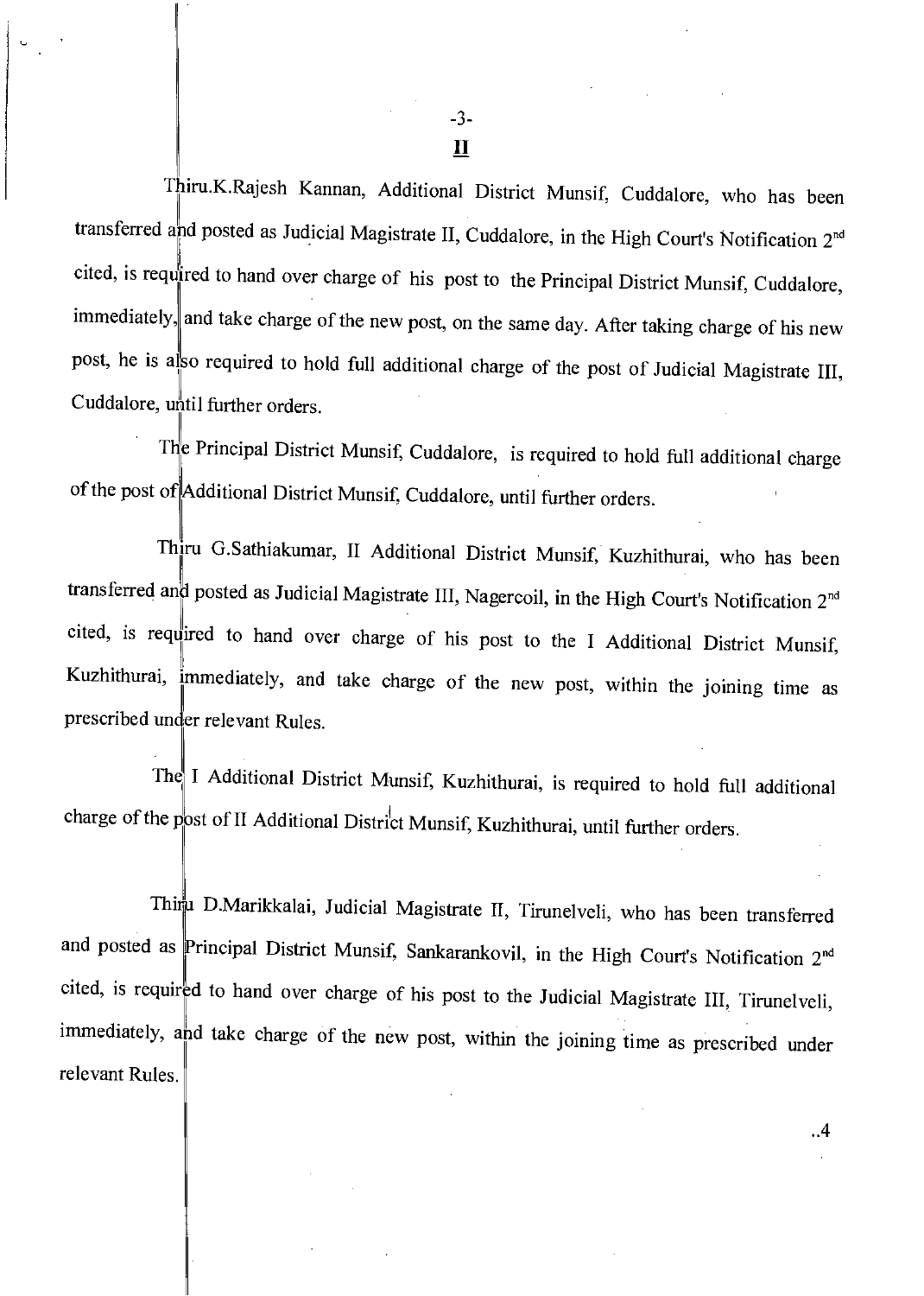**II**

Thiru.K.Rajesh Kannan, Additional District Munsif, Cuddalore, who has been transferred and posted as Judicial Magistrate II, Cuddalore, in the High Court's Notification 2nd cited, is required to hand over charge of his post to the Principal District Munsif, Cuddalore, immediately, and take charge of the new post, on the same day. After taking charge of his new post, he is also required to hold full additional charge of the post of Judicial Magistrate III, Cuddalore, until further orders.

The Principal District Munsif, Cuddalore, is required to hold full additional charge of the post of Additional District Munsif, Cuddalore, until further orders.

Thiru G.Sathiakumar, II Additional District Munsif, Kuzhithurai, who has been transferred and posted as Judicial Magistrate III, Nagercoil, in the High Court's Notification 2nd cited, is required to hand over charge of his post to the I Additional District Munsif, Kuzhithurai, immediately, and take charge of the new post, within the joining time as prescribed under relevant Rules.

The I Additional District Munsif, Kuzhithurai, is required to hold full additional charge of the post of II Additional District Munsif, Kuzhithurai, until further orders.

Thiru D.Marikkalai, Judicial Magistrate II, Tirunelveli, who has been transferred and posted as Principal District Munsif, Sankarankovil, in the High Court's Notification 2nd cited, is required to hand over charge of his post to the Judicial Magistrate III, Tirunelveli, immediately, and take charge of the new post, within the joining time as prescribed under relevant Rules.

..4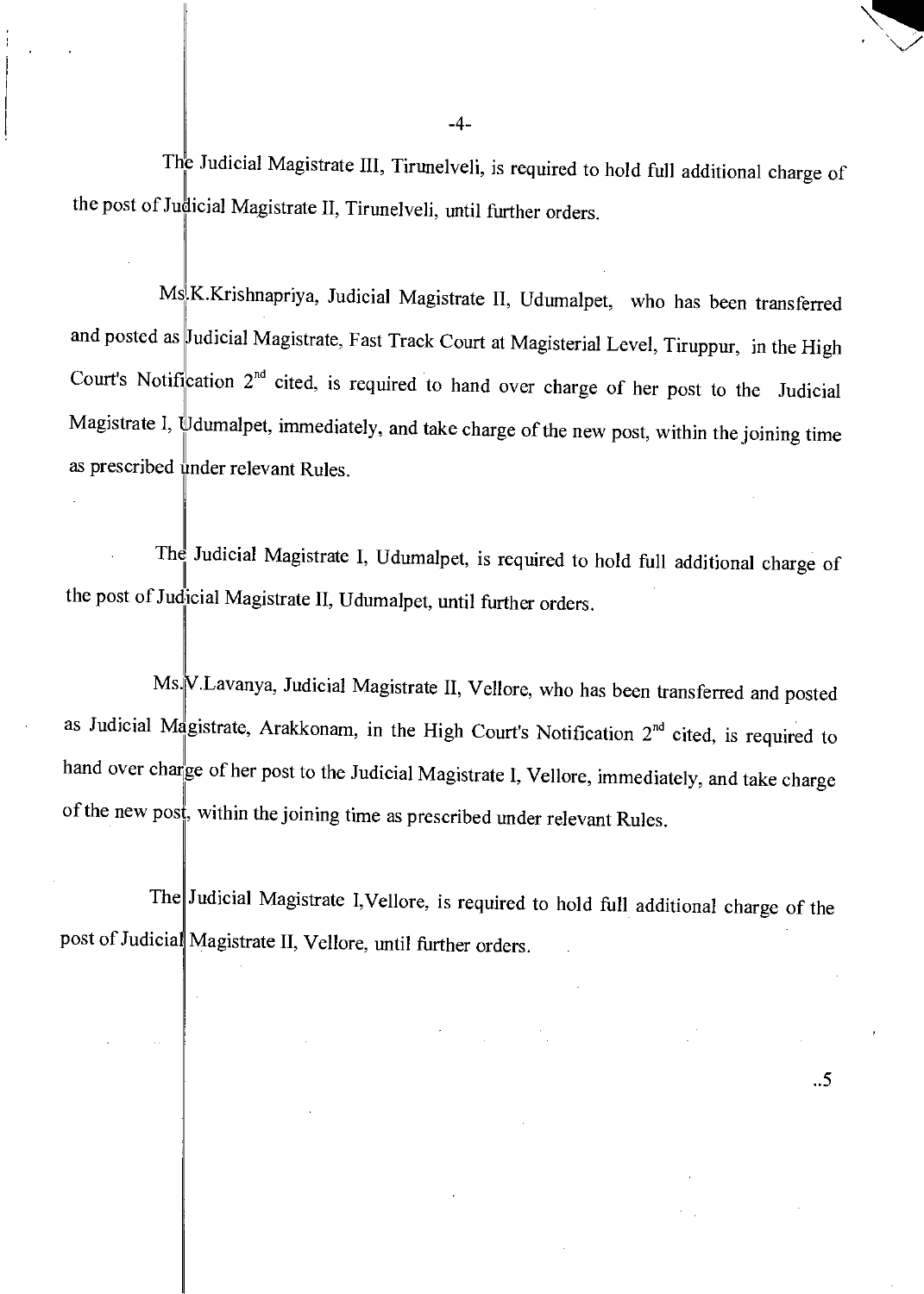The Judicial Magistrate III, Tirunelveli, is required to hold full additional charge of the post of Judicial Magistrate II, Tirunelveli, until further orders.

Ms.K.Krishnapriya, Judicial Magistrate II, Udumalpet, who has been transferred and posted as Judicial Magistrate, Fast Track Court at Magisterial Level, Tiruppur, in the High Court's Notification 2nd cited, is required to hand over charge of her post to the Judicial Magistrate I, Udumalpet, immediately, and take charge of the new post, within the joining time as prescribed under relevant Rules.

The Judicial Magistrate I, Udumalpet, is required to hold full additional charge of the post of Judicial Magistrate II, Udumalpet, until further orders.

Ms.V.Lavanya, Judicial Magistrate II, Vellore, who has been transferred and posted as Judicial Magistrate, Arakkonam, in the High Court's Notification 2nd cited, is required to hand over charge of her post to the Judicial Magistrate I, Vellore, immediately, and take charge of the new post, within the joining time as prescribed under relevant Rules.

The Judicial Magistrate I,Vellore, is required to hold full additional charge of the post of Judicial Magistrate II, Vellore, until further orders.

..5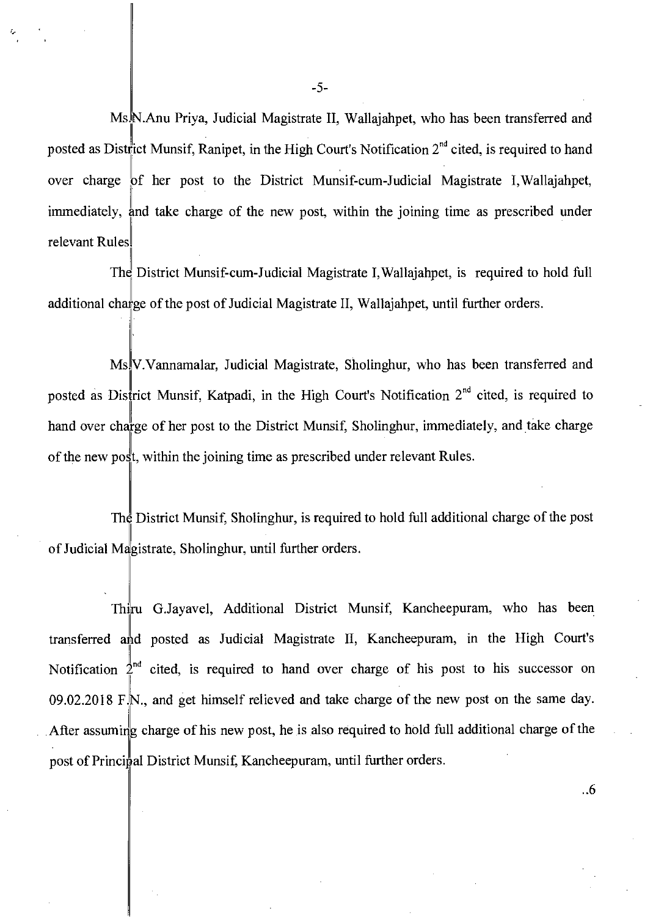Ms.N.Anu Priya, Judicial Magistrate II, Wallajahpet, who has been transferred and posted as District Munsif, Ranipet, in the High Court's Notification 2nd cited, is required to hand over charge of her post to the District Munsif-cum-Judicial Magistrate I,Wallajahpet, immediately, and take charge of the new post, within the joining time as prescribed under relevant Rules.

The District Munsif-cum-Judicial Magistrate I,Wallajahpet, is required to hold full additional charge of the post of Judicial Magistrate II, Wallajahpet, until further orders.

Ms.V.Vannamalar, Judicial Magistrate, Sholinghur, who has been transferred and posted as District Munsif, Katpadi, in the High Court's Notification 2nd cited, is required to hand over charge of her post to the District Munsif, Sholinghur, immediately, and take charge of the new post, within the joining time as prescribed under relevant Rules.

The District Munsif, Sholinghur, is required to hold full additional charge of the post of Judicial Magistrate, Sholinghur, until further orders.

Thiru G.Jayavel, Additional District Munsif, Kancheepuram, who has been transferred and posted as Judicial Magistrate II, Kancheepuram, in the High Court's Notification 2nd cited, is required to hand over charge of his post to his successor on 09.02.2018 F.N., and get himself relieved and take charge of the new post on the same day. After assuming charge of his new post, he is also required to hold full additional charge of the post of Principal District Munsif, Kancheepuram, until further orders.

..6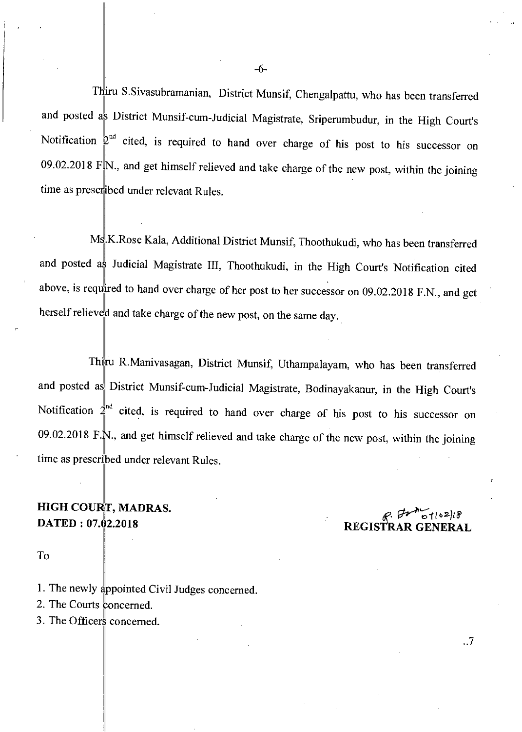Thiru S.Sivasubramanian, District Munsif, Chengalpattu, who has been transferred and posted as District Munsif-cum-Judicial Magistrate, Sriperumbudur, in the High Court's Notification 2nd cited, is required to hand over charge of his post to his successor on 09.02.2018 F.N., and get himself relieved and take charge of the new post, within the joining time as prescribed under relevant Rules.

Ms.K.Rose Kala, Additional District Munsif, Thoothukudi, who has been transferred and posted as Judicial Magistrate III, Thoothukudi, in the High Court's Notification cited above, is required to hand over charge of her post to her successor on 09.02.2018 F.N., and get herself relieved and take charge of the new post, on the same day.

Thiru R.Manivasagan, District Munsif, Uthampalayam, who has been transferred and posted as District Munsif-cum-Judicial Magistrate, Bodinayakanur, in the High Court's Notification 2nd cited, is required to hand over charge of his post to his successor on 09.02.2018 F.N., and get himself relieved and take charge of the new post, within the joining time as prescribed under relevant Rules.

**HIGH COURT, MADRAS.**
**DATED : 07.02.2018**

07/02/18
**REGISTRAR GENERAL**

To

1. The newly appointed Civil Judges concerned.
2. The Courts concerned.
3. The Officers concerned.

..7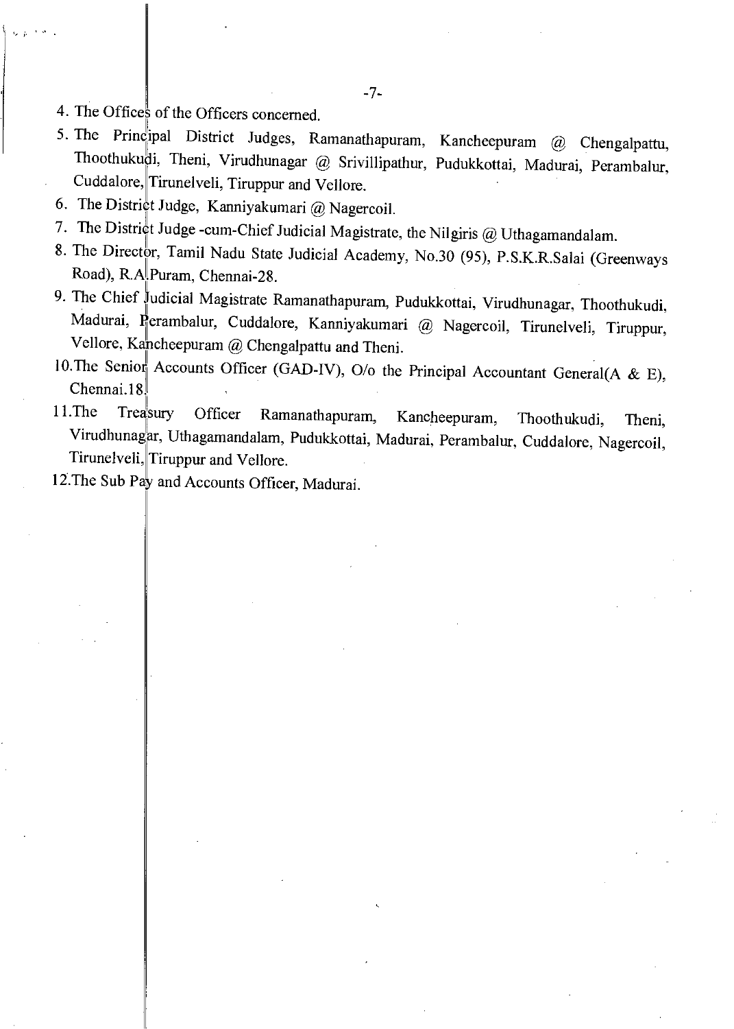4. The Offices of the Officers concerned.
5. The Principal District Judges, Ramanathapuram, Kancheepuram @ Chengalpattu, Thoothukudi, Theni, Virudhunagar @ Srivillipathur, Pudukkottai, Madurai, Perambalur, Cuddalore, Tirunelveli, Tiruppur and Vellore.
6. The District Judge, Kanniyakumari @ Nagercoil.
7. The District Judge -cum-Chief Judicial Magistrate, the Nilgiris @ Uthagamandalam.
8. The Director, Tamil Nadu State Judicial Academy, No.30 (95), P.S.K.R.Salai (Greenways Road), R.A.Puram, Chennai-28.
9. The Chief Judicial Magistrate Ramanathapuram, Pudukkottai, Virudhunagar, Thoothukudi, Madurai, Perambalur, Cuddalore, Kanniyakumari @ Nagercoil, Tirunelveli, Tiruppur, Vellore, Kancheepuram @ Chengalpattu and Theni.
10. The Senior Accounts Officer (GAD-IV), O/o the Principal Accountant General(A & E), Chennai.18.
11. The Treasury Officer Ramanathapuram, Kancheepuram, Thoothukudi, Theni, Virudhunagar, Uthagamandalam, Pudukkottai, Madurai, Perambalur, Cuddalore, Nagercoil, Tirunelveli, Tiruppur and Vellore.
12. The Sub Pay and Accounts Officer, Madurai.